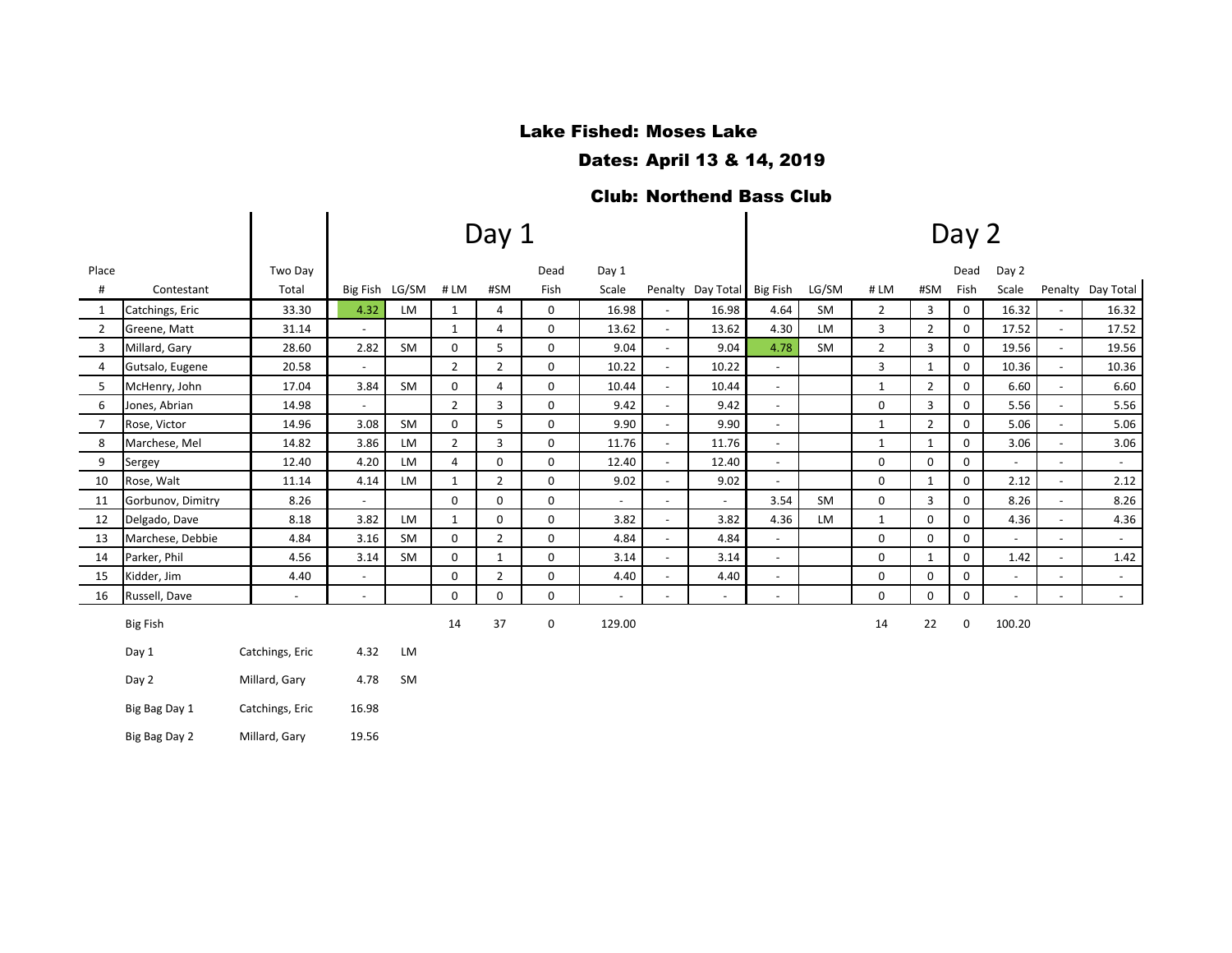**Lake Fished: Moses Lake**

**Dates: April 13 & 14, 2019**

**Club: Northend Bass Club**

| | | | Day 1 | | | | | | | | | Day 2 | | | | | | | | |
|---|---|---|---|---|---|---|---|---|---|---|---|---|---|---|---|---|---|---|---|---|
| Place # | Contestant | Two Day Total | Big Fish | LG/SM | # LM | #SM | Dead Fish | Day 1 Scale | Penalty | Day Total | Big Fish | LG/SM | # LM | #SM | Dead Fish | Day 2 Scale | Penalty | Day Total |
| 1 | Catchings, Eric | 33.30 | 4.32 | LM | 1 | 4 | 0 | 16.98 | - | 16.98 | 4.64 | SM | 2 | 3 | 0 | 16.32 | - | 16.32 |
| 2 | Greene, Matt | 31.14 | - | | 1 | 4 | 0 | 13.62 | - | 13.62 | 4.30 | LM | 3 | 2 | 0 | 17.52 | - | 17.52 |
| 3 | Millard, Gary | 28.60 | 2.82 | SM | 0 | 5 | 0 | 9.04 | - | 9.04 | 4.78 | SM | 2 | 3 | 0 | 19.56 | - | 19.56 |
| 4 | Gutsalo, Eugene | 20.58 | - | | 2 | 2 | 0 | 10.22 | - | 10.22 | - | | 3 | 1 | 0 | 10.36 | - | 10.36 |
| 5 | McHenry, John | 17.04 | 3.84 | SM | 0 | 4 | 0 | 10.44 | - | 10.44 | - | | 1 | 2 | 0 | 6.60 | - | 6.60 |
| 6 | Jones, Abrian | 14.98 | - | | 2 | 3 | 0 | 9.42 | - | 9.42 | - | | 0 | 3 | 0 | 5.56 | - | 5.56 |
| 7 | Rose, Victor | 14.96 | 3.08 | SM | 0 | 5 | 0 | 9.90 | - | 9.90 | - | | 1 | 2 | 0 | 5.06 | - | 5.06 |
| 8 | Marchese, Mel | 14.82 | 3.86 | LM | 2 | 3 | 0 | 11.76 | - | 11.76 | - | | 1 | 1 | 0 | 3.06 | - | 3.06 |
| 9 | Sergey | 12.40 | 4.20 | LM | 4 | 0 | 0 | 12.40 | - | 12.40 | - | | 0 | 0 | 0 | - | - | - |
| 10 | Rose, Walt | 11.14 | 4.14 | LM | 1 | 2 | 0 | 9.02 | - | 9.02 | - | | 0 | 1 | 0 | 2.12 | - | 2.12 |
| 11 | Gorbunov, Dimitry | 8.26 | - | | 0 | 0 | 0 | - | - | - | 3.54 | SM | 0 | 3 | 0 | 8.26 | - | 8.26 |
| 12 | Delgado, Dave | 8.18 | 3.82 | LM | 1 | 0 | 0 | 3.82 | - | 3.82 | 4.36 | LM | 1 | 0 | 0 | 4.36 | - | 4.36 |
| 13 | Marchese, Debbie | 4.84 | 3.16 | SM | 0 | 2 | 0 | 4.84 | - | 4.84 | - | | 0 | 0 | 0 | - | - | - |
| 14 | Parker, Phil | 4.56 | 3.14 | SM | 0 | 1 | 0 | 3.14 | - | 3.14 | - | | 0 | 1 | 0 | 1.42 | - | 1.42 |
| 15 | Kidder, Jim | 4.40 | - | | 0 | 2 | 0 | 4.40 | - | 4.40 | - | | 0 | 0 | 0 | - | - | - |
| 16 | Russell, Dave | - | - | | 0 | 0 | 0 | - | - | - | - | | 0 | 0 | 0 | - | - | - |
| | | | | | 14 | 37 | 0 | 129.00 | | | | | 14 | 22 | 0 | 100.20 | | |

| Big Fish | | | |
|---|---|---|---|
| Day 1 | Catchings, Eric | 4.32 | LM |
| Day 2 | Millard, Gary | 4.78 | SM |
| Big Bag Day 1 | Catchings, Eric | 16.98 | |
| Big Bag Day 2 | Millard, Gary | 19.56 | |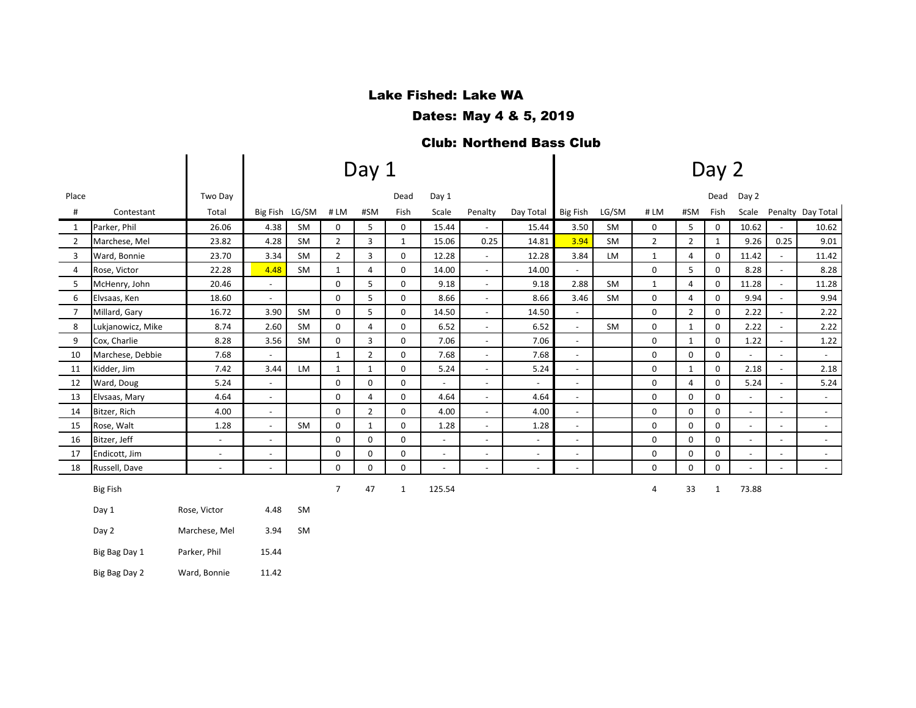**Lake Fished: Lake WA**

**Dates: May 4 & 5, 2019**

**Club: Northend Bass Club**

| Place # | Contestant | Two Day Total | Day 1 Big Fish | Day 1 LG/SM | Day 1 # LM | Day 1 #SM | Day 1 Dead Fish | Day 1 Scale | Day 1 Penalty | Day 1 Day Total | Day 2 Big Fish | Day 2 LG/SM | Day 2 # LM | Day 2 #SM | Day 2 Dead Fish | Day 2 Scale | Day 2 Penalty | Day 2 Day Total |
|---|---|---|---|---|---|---|---|---|---|---|---|---|---|---|---|---|---|---|
| 1 | Parker, Phil | 26.06 | 4.38 | SM | 0 | 5 | 0 | 15.44 | - | 15.44 | 3.50 | SM | 0 | 5 | 0 | 10.62 | - | 10.62 |
| 2 | Marchese, Mel | 23.82 | 4.28 | SM | 2 | 3 | 1 | 15.06 | 0.25 | 14.81 | 3.94 | SM | 2 | 2 | 1 | 9.26 | 0.25 | 9.01 |
| 3 | Ward, Bonnie | 23.70 | 3.34 | SM | 2 | 3 | 0 | 12.28 | - | 12.28 | 3.84 | LM | 1 | 4 | 0 | 11.42 | - | 11.42 |
| 4 | Rose, Victor | 22.28 | 4.48 | SM | 1 | 4 | 0 | 14.00 | - | 14.00 | - | | 0 | 5 | 0 | 8.28 | - | 8.28 |
| 5 | McHenry, John | 20.46 | - | | 0 | 5 | 0 | 9.18 | - | 9.18 | 2.88 | SM | 1 | 4 | 0 | 11.28 | - | 11.28 |
| 6 | Elvsaas, Ken | 18.60 | - | | 0 | 5 | 0 | 8.66 | - | 8.66 | 3.46 | SM | 0 | 4 | 0 | 9.94 | - | 9.94 |
| 7 | Millard, Gary | 16.72 | 3.90 | SM | 0 | 5 | 0 | 14.50 | - | 14.50 | - | | 0 | 2 | 0 | 2.22 | - | 2.22 |
| 8 | Lukjanowicz, Mike | 8.74 | 2.60 | SM | 0 | 4 | 0 | 6.52 | - | 6.52 | - | SM | 0 | 1 | 0 | 2.22 | - | 2.22 |
| 9 | Cox, Charlie | 8.28 | 3.56 | SM | 0 | 3 | 0 | 7.06 | - | 7.06 | - | | 0 | 1 | 0 | 1.22 | - | 1.22 |
| 10 | Marchese, Debbie | 7.68 | - | | 1 | 2 | 0 | 7.68 | - | 7.68 | - | | 0 | 0 | 0 | - | - | - |
| 11 | Kidder, Jim | 7.42 | 3.44 | LM | 1 | 1 | 0 | 5.24 | - | 5.24 | - | | 0 | 1 | 0 | 2.18 | - | 2.18 |
| 12 | Ward, Doug | 5.24 | - | | 0 | 0 | 0 | - | - | - | - | | 0 | 4 | 0 | 5.24 | - | 5.24 |
| 13 | Elvsaas, Mary | 4.64 | - | | 0 | 4 | 0 | 4.64 | - | 4.64 | - | | 0 | 0 | 0 | - | - | - |
| 14 | Bitzer, Rich | 4.00 | - | | 0 | 2 | 0 | 4.00 | - | 4.00 | - | | 0 | 0 | 0 | - | - | - |
| 15 | Rose, Walt | 1.28 | - | SM | 0 | 1 | 0 | 1.28 | - | 1.28 | - | | 0 | 0 | 0 | - | - | - |
| 16 | Bitzer, Jeff | - | - | | 0 | 0 | 0 | - | - | - | - | | 0 | 0 | 0 | - | - | - |
| 17 | Endicott, Jim | - | - | | 0 | 0 | 0 | - | - | - | - | | 0 | 0 | 0 | - | - | - |
| 18 | Russell, Dave | - | - | | 0 | 0 | 0 | - | - | - | - | | 0 | 0 | 0 | - | - | - |
| | Big Fish | | | | 7 | 47 | 1 | 125.54 | | | | | 4 | 33 | 1 | 73.88 | | |

| | | | |
|---|---|---|---|
| Day 1 | Rose, Victor | 4.48 | SM |
| Day 2 | Marchese, Mel | 3.94 | SM |
| Big Bag Day 1 | Parker, Phil | 15.44 | |
| Big Bag Day 2 | Ward, Bonnie | 11.42 | |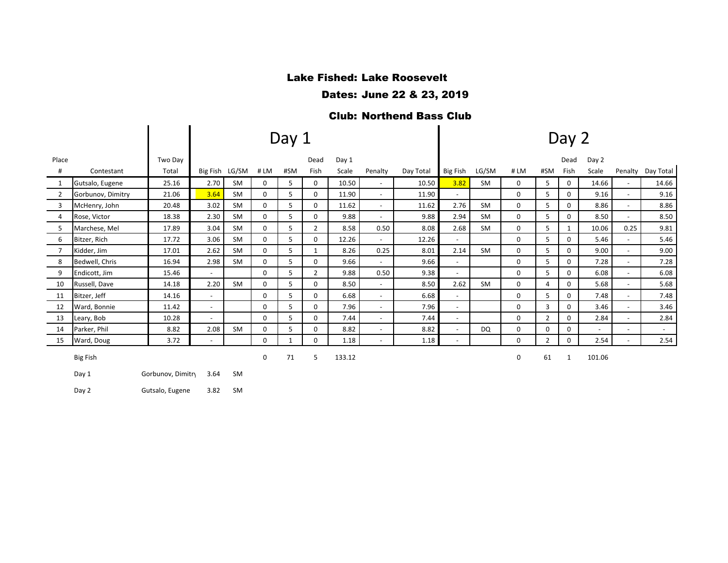**Lake Fished: Lake Roosevelt**

**Dates: June 22 & 23, 2019**

**Club: Northend Bass Club**

| | | | Day 1 | | | | | | | | | Day 2 | | | | | | | |
|---|---|---|---|---|---|---|---|---|---|---|---|---|---|---|---|---|---|---|---|
| Place # | Contestant | Two Day Total | Big Fish | LG/SM | # LM | #SM | Dead Fish | Day 1 Scale | Penalty | Day Total | Big Fish | LG/SM | # LM | #SM | Dead Fish | Day 2 Scale | Penalty | Day Total |
| 1 | Gutsalo, Eugene | 25.16 | 2.70 | SM | 0 | 5 | 0 | 10.50 | - | 10.50 | 3.82 | SM | 0 | 5 | 0 | 14.66 | - | 14.66 |
| 2 | Gorbunov, Dimitry | 21.06 | 3.64 | SM | 0 | 5 | 0 | 11.90 | - | 11.90 | - | | 0 | 5 | 0 | 9.16 | - | 9.16 |
| 3 | McHenry, John | 20.48 | 3.02 | SM | 0 | 5 | 0 | 11.62 | - | 11.62 | 2.76 | SM | 0 | 5 | 0 | 8.86 | - | 8.86 |
| 4 | Rose, Victor | 18.38 | 2.30 | SM | 0 | 5 | 0 | 9.88 | - | 9.88 | 2.94 | SM | 0 | 5 | 0 | 8.50 | - | 8.50 |
| 5 | Marchese, Mel | 17.89 | 3.04 | SM | 0 | 5 | 2 | 8.58 | 0.50 | 8.08 | 2.68 | SM | 0 | 5 | 1 | 10.06 | 0.25 | 9.81 |
| 6 | Bitzer, Rich | 17.72 | 3.06 | SM | 0 | 5 | 0 | 12.26 | - | 12.26 | - | | 0 | 5 | 0 | 5.46 | - | 5.46 |
| 7 | Kidder, Jim | 17.01 | 2.62 | SM | 0 | 5 | 1 | 8.26 | 0.25 | 8.01 | 2.14 | SM | 0 | 5 | 0 | 9.00 | - | 9.00 |
| 8 | Bedwell, Chris | 16.94 | 2.98 | SM | 0 | 5 | 0 | 9.66 | - | 9.66 | - | | 0 | 5 | 0 | 7.28 | - | 7.28 |
| 9 | Endicott, Jim | 15.46 | - | | 0 | 5 | 2 | 9.88 | 0.50 | 9.38 | - | | 0 | 5 | 0 | 6.08 | - | 6.08 |
| 10 | Russell, Dave | 14.18 | 2.20 | SM | 0 | 5 | 0 | 8.50 | - | 8.50 | 2.62 | SM | 0 | 4 | 0 | 5.68 | - | 5.68 |
| 11 | Bitzer, Jeff | 14.16 | - | | 0 | 5 | 0 | 6.68 | - | 6.68 | - | | 0 | 5 | 0 | 7.48 | - | 7.48 |
| 12 | Ward, Bonnie | 11.42 | - | | 0 | 5 | 0 | 7.96 | - | 7.96 | - | | 0 | 3 | 0 | 3.46 | - | 3.46 |
| 13 | Leary, Bob | 10.28 | - | | 0 | 5 | 0 | 7.44 | - | 7.44 | - | | 0 | 2 | 0 | 2.84 | - | 2.84 |
| 14 | Parker, Phil | 8.82 | 2.08 | SM | 0 | 5 | 0 | 8.82 | - | 8.82 | - | DQ | 0 | 0 | 0 | - | - | - |
| 15 | Ward, Doug | 3.72 | - | | 0 | 1 | 0 | 1.18 | - | 1.18 | - | | 0 | 2 | 0 | 2.54 | - | 2.54 |
| | Big Fish | | | | 0 | 71 | 5 | 133.12 | | | | | 0 | 61 | 1 | 101.06 | | |

| | | | |
|---|---|---|---|
| Day 1 | Gorbunov, Dimitry | 3.64 | SM |
| Day 2 | Gutsalo, Eugene | 3.82 | SM |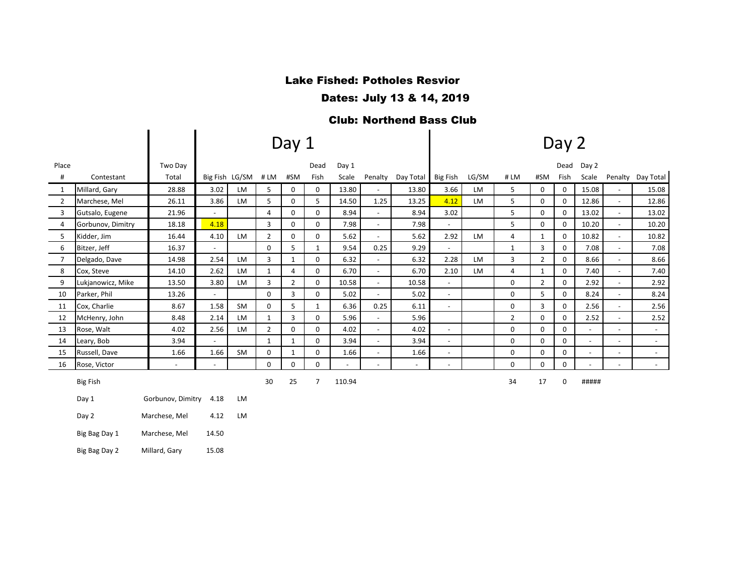# Lake Fished: Potholes Resvior

## Dates: July 13 & 14, 2019

## Club: Northend Bass Club

| | | | Day 1 | | | | | | | | | Day 2 | | | | | | | |
|---|---|---|---|---|---|---|---|---|---|---|---|---|---|---|---|---|---|---|---|
| Place # | Contestant | Two Day Total | Big Fish | LG/SM | # LM | #SM | Dead Fish | Day 1 Scale | Penalty | Day Total | Big Fish | LG/SM | # LM | #SM | Dead Fish | Day 2 Scale | Penalty | Day Total |
| 1 | Millard, Gary | 28.88 | 3.02 | LM | 5 | 0 | 0 | 13.80 | - | 13.80 | 3.66 | LM | 5 | 0 | 0 | 15.08 | - | 15.08 |
| 2 | Marchese, Mel | 26.11 | 3.86 | LM | 5 | 0 | 5 | 14.50 | 1.25 | 13.25 | 4.12 | LM | 5 | 0 | 0 | 12.86 | - | 12.86 |
| 3 | Gutsalo, Eugene | 21.96 | - | | 4 | 0 | 0 | 8.94 | - | 8.94 | 3.02 | | 5 | 0 | 0 | 13.02 | - | 13.02 |
| 4 | Gorbunov, Dimitry | 18.18 | 4.18 | | 3 | 0 | 0 | 7.98 | - | 7.98 | - | | 5 | 0 | 0 | 10.20 | - | 10.20 |
| 5 | Kidder, Jim | 16.44 | 4.10 | LM | 2 | 0 | 0 | 5.62 | - | 5.62 | 2.92 | LM | 4 | 1 | 0 | 10.82 | - | 10.82 |
| 6 | Bitzer, Jeff | 16.37 | - | | 0 | 5 | 1 | 9.54 | 0.25 | 9.29 | - | | 1 | 3 | 0 | 7.08 | - | 7.08 |
| 7 | Delgado, Dave | 14.98 | 2.54 | LM | 3 | 1 | 0 | 6.32 | - | 6.32 | 2.28 | LM | 3 | 2 | 0 | 8.66 | - | 8.66 |
| 8 | Cox, Steve | 14.10 | 2.62 | LM | 1 | 4 | 0 | 6.70 | - | 6.70 | 2.10 | LM | 4 | 1 | 0 | 7.40 | - | 7.40 |
| 9 | Lukjanowicz, Mike | 13.50 | 3.80 | LM | 3 | 2 | 0 | 10.58 | - | 10.58 | - | | 0 | 2 | 0 | 2.92 | - | 2.92 |
| 10 | Parker, Phil | 13.26 | - | | 0 | 3 | 0 | 5.02 | - | 5.02 | - | | 0 | 5 | 0 | 8.24 | - | 8.24 |
| 11 | Cox, Charlie | 8.67 | 1.58 | SM | 0 | 5 | 1 | 6.36 | 0.25 | 6.11 | - | | 0 | 3 | 0 | 2.56 | - | 2.56 |
| 12 | McHenry, John | 8.48 | 2.14 | LM | 1 | 3 | 0 | 5.96 | - | 5.96 | | | 2 | 0 | 0 | 2.52 | - | 2.52 |
| 13 | Rose, Walt | 4.02 | 2.56 | LM | 2 | 0 | 0 | 4.02 | - | 4.02 | - | | 0 | 0 | 0 | - | - | - |
| 14 | Leary, Bob | 3.94 | - | | 1 | 1 | 0 | 3.94 | - | 3.94 | - | | 0 | 0 | 0 | - | - | - |
| 15 | Russell, Dave | 1.66 | 1.66 | SM | 0 | 1 | 0 | 1.66 | - | 1.66 | - | | 0 | 0 | 0 | - | - | - |
| 16 | Rose, Victor | - | - | | 0 | 0 | 0 | - | - | - | - | | 0 | 0 | 0 | - | - | - |
| | | | | | 30 | 25 | 7 | 110.94 | | | | | 34 | 17 | 0 | ##### | | |

| Big Fish | | | |
|---|---|---|---|
| Day 1 | Gorbunov, Dimitry | 4.18 | LM |
| Day 2 | Marchese, Mel | 4.12 | LM |
| Big Bag Day 1 | Marchese, Mel | 14.50 | |
| Big Bag Day 2 | Millard, Gary | 15.08 | |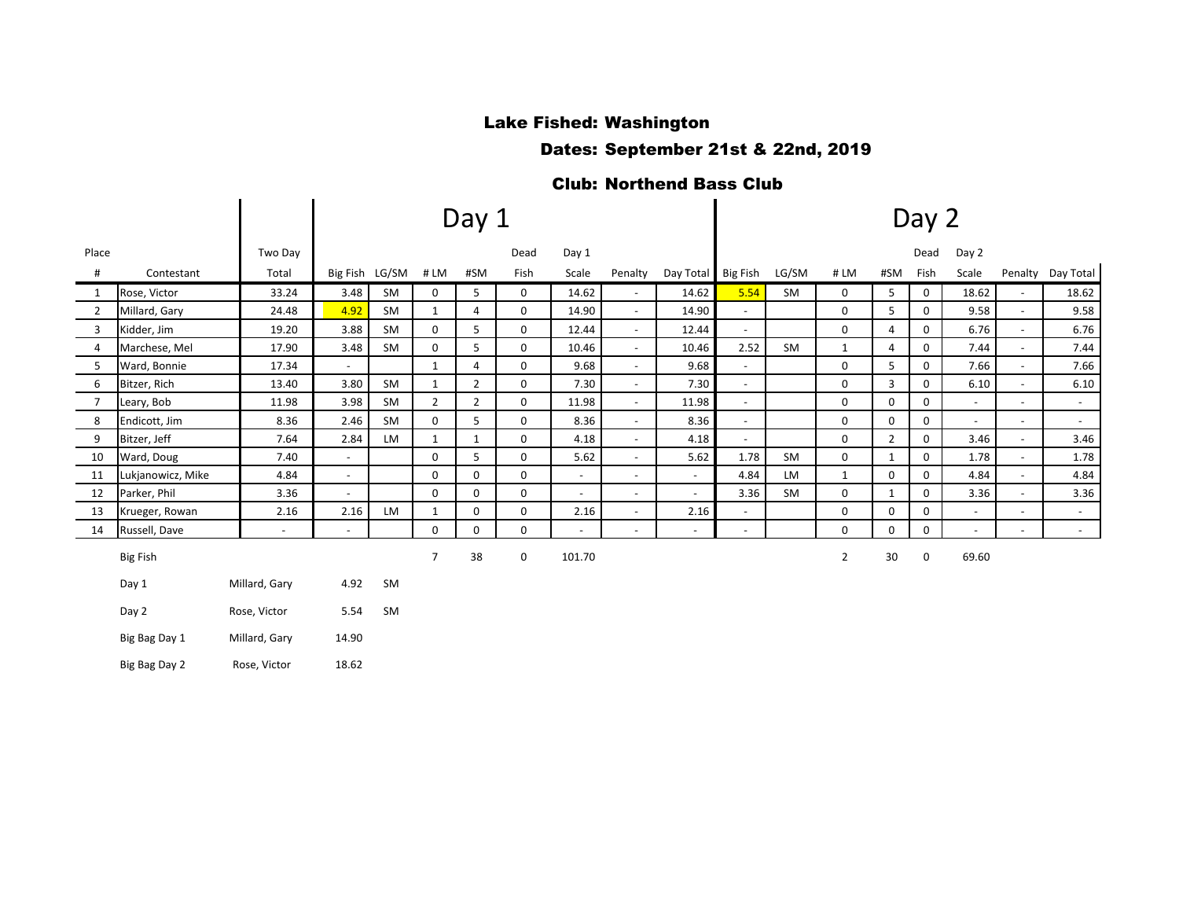**Lake Fished: Washington**

**Dates: September 21st & 22nd, 2019**

**Club: Northend Bass Club**

| Place | | Two Day | Day 1 | | | | | | | | Day 2 | | | | | | | |
|---|---|---|---|---|---|---|---|---|---|---|---|---|---|---|---|---|---|---|
| # | Contestant | Total | Big Fish | LG/SM | # LM | #SM | Dead Fish | Day 1 Scale | Penalty | Day Total | Big Fish | LG/SM | # LM | #SM | Dead Fish | Day 2 Scale | Penalty | Day Total |
| 1 | Rose, Victor | 33.24 | 3.48 | SM | 0 | 5 | 0 | 14.62 | - | 14.62 | 5.54 | SM | 0 | 5 | 0 | 18.62 | - | 18.62 |
| 2 | Millard, Gary | 24.48 | 4.92 | SM | 1 | 4 | 0 | 14.90 | - | 14.90 | - | | 0 | 5 | 0 | 9.58 | - | 9.58 |
| 3 | Kidder, Jim | 19.20 | 3.88 | SM | 0 | 5 | 0 | 12.44 | - | 12.44 | - | | 0 | 4 | 0 | 6.76 | - | 6.76 |
| 4 | Marchese, Mel | 17.90 | 3.48 | SM | 0 | 5 | 0 | 10.46 | - | 10.46 | 2.52 | SM | 1 | 4 | 0 | 7.44 | - | 7.44 |
| 5 | Ward, Bonnie | 17.34 | - | | 1 | 4 | 0 | 9.68 | - | 9.68 | - | | 0 | 5 | 0 | 7.66 | - | 7.66 |
| 6 | Bitzer, Rich | 13.40 | 3.80 | SM | 1 | 2 | 0 | 7.30 | - | 7.30 | - | | 0 | 3 | 0 | 6.10 | - | 6.10 |
| 7 | Leary, Bob | 11.98 | 3.98 | SM | 2 | 2 | 0 | 11.98 | - | 11.98 | - | | 0 | 0 | 0 | - | - | - |
| 8 | Endicott, Jim | 8.36 | 2.46 | SM | 0 | 5 | 0 | 8.36 | - | 8.36 | - | | 0 | 0 | 0 | - | - | - |
| 9 | Bitzer, Jeff | 7.64 | 2.84 | LM | 1 | 1 | 0 | 4.18 | - | 4.18 | - | | 0 | 2 | 0 | 3.46 | - | 3.46 |
| 10 | Ward, Doug | 7.40 | - | | 0 | 5 | 0 | 5.62 | - | 5.62 | 1.78 | SM | 0 | 1 | 0 | 1.78 | - | 1.78 |
| 11 | Lukjanowicz, Mike | 4.84 | - | | 0 | 0 | 0 | - | - | - | 4.84 | LM | 1 | 0 | 0 | 4.84 | - | 4.84 |
| 12 | Parker, Phil | 3.36 | - | | 0 | 0 | 0 | - | - | - | 3.36 | SM | 0 | 1 | 0 | 3.36 | - | 3.36 |
| 13 | Krueger, Rowan | 2.16 | 2.16 | LM | 1 | 0 | 0 | 2.16 | - | 2.16 | - | | 0 | 0 | 0 | - | - | - |
| 14 | Russell, Dave | - | - | | 0 | 0 | 0 | - | - | - | - | | 0 | 0 | 0 | - | - | - |
| | Big Fish | | | | 7 | 38 | 0 | 101.70 | | | | | 2 | 30 | 0 | 69.60 | | |

| | | | |
|---|---|---|---|
| Day 1 | Millard, Gary | 4.92 | SM |
| Day 2 | Rose, Victor | 5.54 | SM |
| Big Bag Day 1 | Millard, Gary | 14.90 | |
| Big Bag Day 2 | Rose, Victor | 18.62 | |